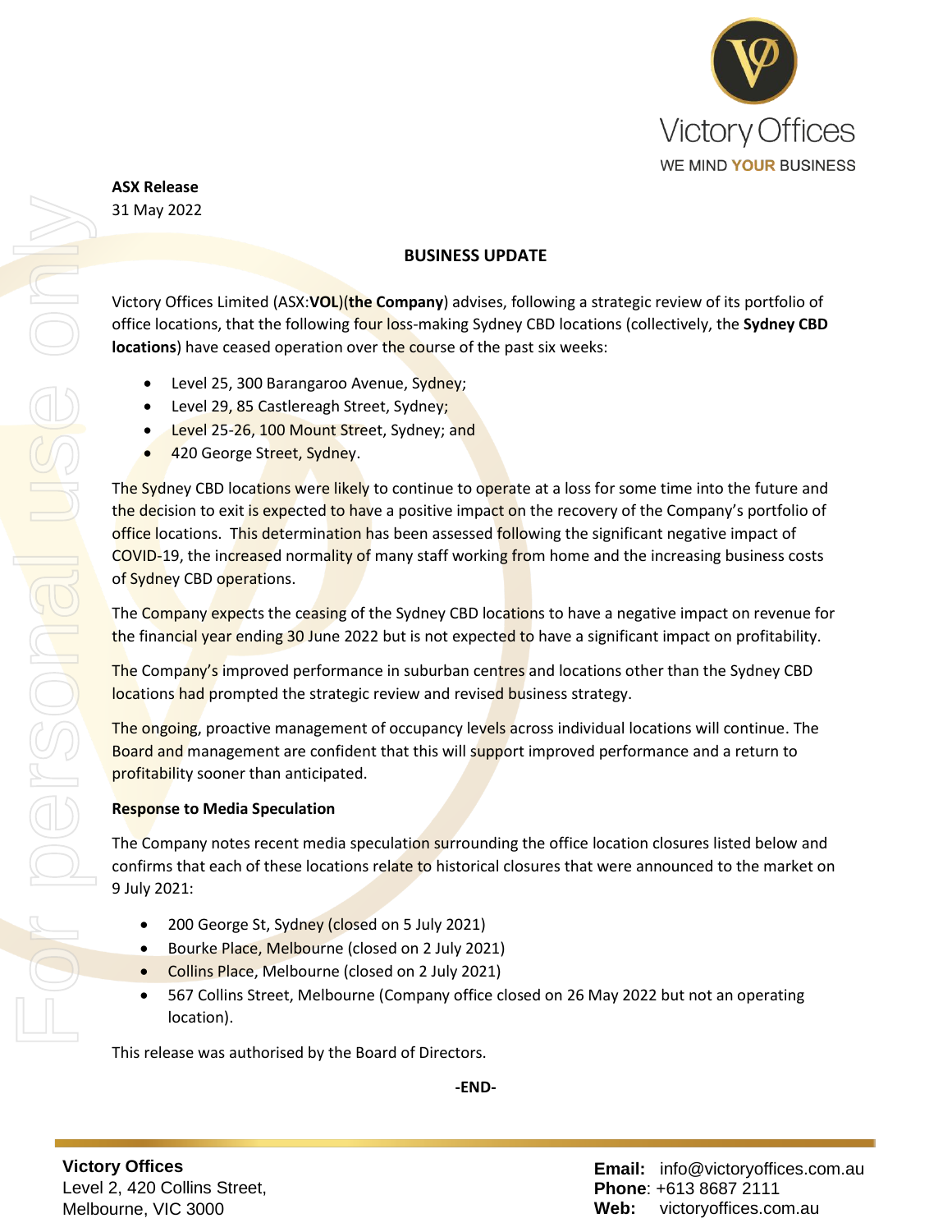Victory Offices

WE MIND **YOUR** BUSINESS

**ASX Release**
31 May 2022

## BUSINESS UPDATE

Victory Offices Limited (ASX:**VOL**)(**the Company**) advises, following a strategic review of its portfolio of office locations, that the following four loss-making Sydney CBD locations (collectively, the **Sydney CBD locations**) have ceased operation over the course of the past six weeks:

- Level 25, 300 Barangaroo Avenue, Sydney;
- Level 29, 85 Castlereagh Street, Sydney;
- Level 25-26, 100 Mount Street, Sydney; and
- 420 George Street, Sydney.

The Sydney CBD locations were likely to continue to operate at a loss for some time into the future and the decision to exit is expected to have a positive impact on the recovery of the Company's portfolio of office locations. This determination has been assessed following the significant negative impact of COVID-19, the increased normality of many staff working from home and the increasing business costs of Sydney CBD operations.

The Company expects the ceasing of the Sydney CBD locations to have a negative impact on revenue for the financial year ending 30 June 2022 but is not expected to have a significant impact on profitability.

The Company's improved performance in suburban centres and locations other than the Sydney CBD locations had prompted the strategic review and revised business strategy.

The ongoing, proactive management of occupancy levels across individual locations will continue. The Board and management are confident that this will support improved performance and a return to profitability sooner than anticipated.

### Response to Media Speculation

The Company notes recent media speculation surrounding the office location closures listed below and confirms that each of these locations relate to historical closures that were announced to the market on 9 July 2021:

- 200 George St, Sydney (closed on 5 July 2021)
- Bourke Place, Melbourne (closed on 2 July 2021)
- Collins Place, Melbourne (closed on 2 July 2021)
- 567 Collins Street, Melbourne (Company office closed on 26 May 2022 but not an operating location).

This release was authorised by the Board of Directors.

**-END-**

**Victory Offices**
Level 2, 420 Collins Street,
Melbourne, VIC 3000

**Email:** info@victoryoffices.com.au
**Phone**: +613 8687 2111
**Web:** victoryoffices.com.au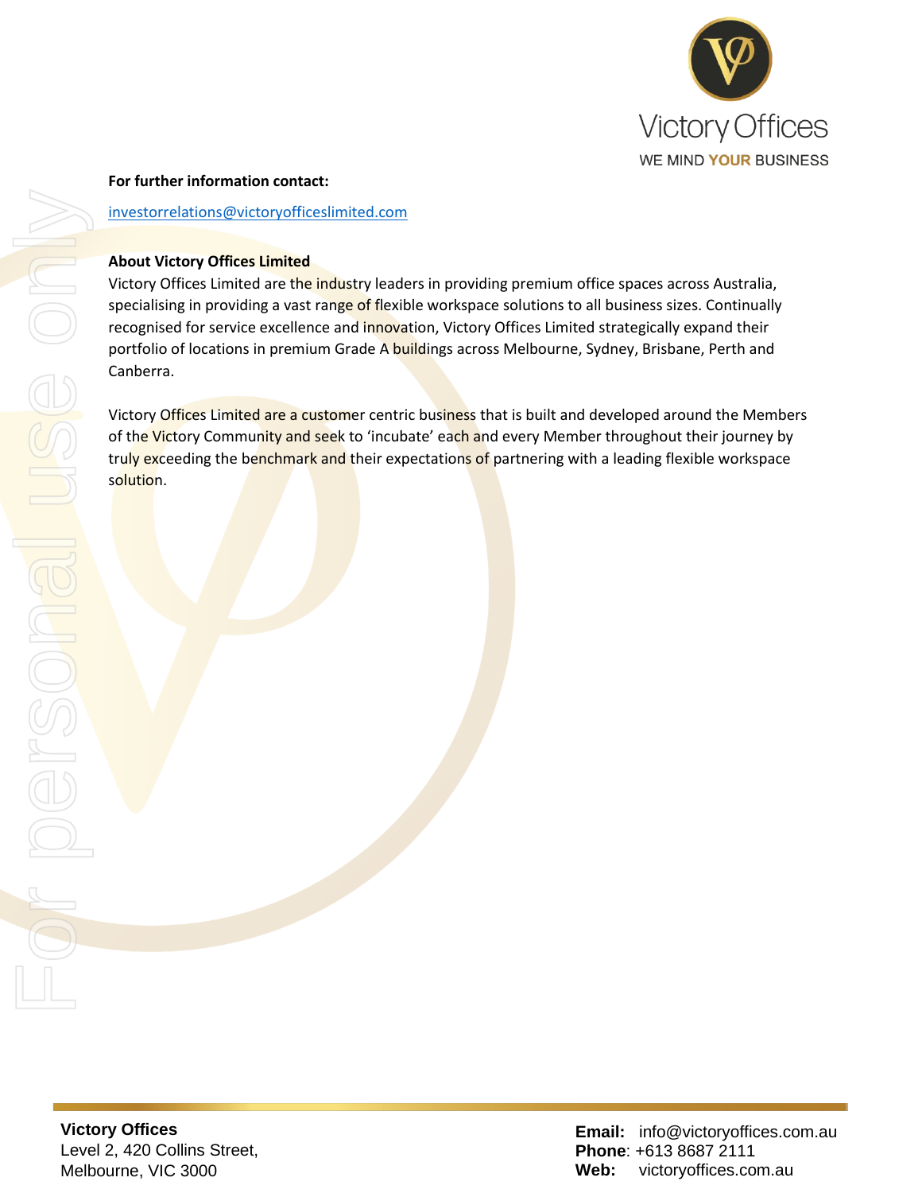**For further information contact:**

investorrelations@victoryofficeslimited.com

**About Victory Offices Limited**

Victory Offices Limited are the industry leaders in providing premium office spaces across Australia, specialising in providing a vast range of flexible workspace solutions to all business sizes. Continually recognised for service excellence and innovation, Victory Offices Limited strategically expand their portfolio of locations in premium Grade A buildings across Melbourne, Sydney, Brisbane, Perth and Canberra.

Victory Offices Limited are a customer centric business that is built and developed around the Members of the Victory Community and seek to 'incubate' each and every Member throughout their journey by truly exceeding the benchmark and their expectations of partnering with a leading flexible workspace solution.